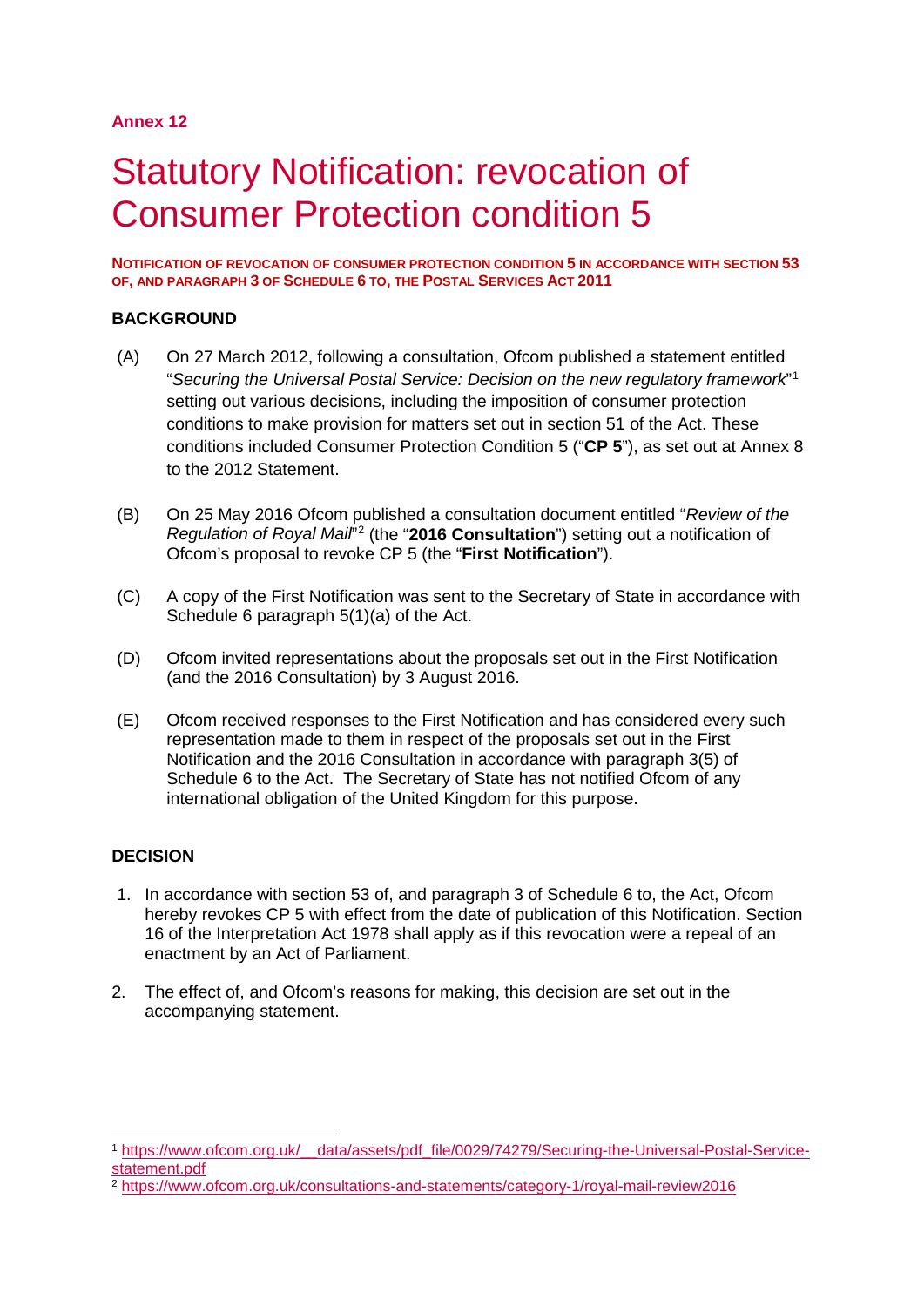**Annex 12**

# Statutory Notification: revocation of Consumer Protection condition 5

**NOTIFICATION OF REVOCATION OF CONSUMER PROTECTION CONDITION 5 IN ACCORDANCE WITH SECTION 53 OF, AND PARAGRAPH 3 OF SCHEDULE 6 TO, THE POSTAL SERVICES ACT 2011**

## BACKGROUND

(A) On 27 March 2012, following a consultation, Ofcom published a statement entitled "*Securing the Universal Postal Service: Decision on the new regulatory framework*"[1] setting out various decisions, including the imposition of consumer protection conditions to make provision for matters set out in section 51 of the Act. These conditions included Consumer Protection Condition 5 ("**CP 5**"), as set out at Annex 8 to the 2012 Statement.

(B) On 25 May 2016 Ofcom published a consultation document entitled "*Review of the Regulation of Royal Mail*"[2] (the "**2016 Consultation**") setting out a notification of Ofcom's proposal to revoke CP 5 (the "**First Notification**").

(C) A copy of the First Notification was sent to the Secretary of State in accordance with Schedule 6 paragraph 5(1)(a) of the Act.

(D) Ofcom invited representations about the proposals set out in the First Notification (and the 2016 Consultation) by 3 August 2016.

(E) Ofcom received responses to the First Notification and has considered every such representation made to them in respect of the proposals set out in the First Notification and the 2016 Consultation in accordance with paragraph 3(5) of Schedule 6 to the Act. The Secretary of State has not notified Ofcom of any international obligation of the United Kingdom for this purpose.

## DECISION

1. In accordance with section 53 of, and paragraph 3 of Schedule 6 to, the Act, Ofcom hereby revokes CP 5 with effect from the date of publication of this Notification. Section 16 of the Interpretation Act 1978 shall apply as if this revocation were a repeal of an enactment by an Act of Parliament.

2. The effect of, and Ofcom's reasons for making, this decision are set out in the accompanying statement.

---

[1] https://www.ofcom.org.uk/__data/assets/pdf_file/0029/74279/Securing-the-Universal-Postal-Service-statement.pdf

[2] https://www.ofcom.org.uk/consultations-and-statements/category-1/royal-mail-review2016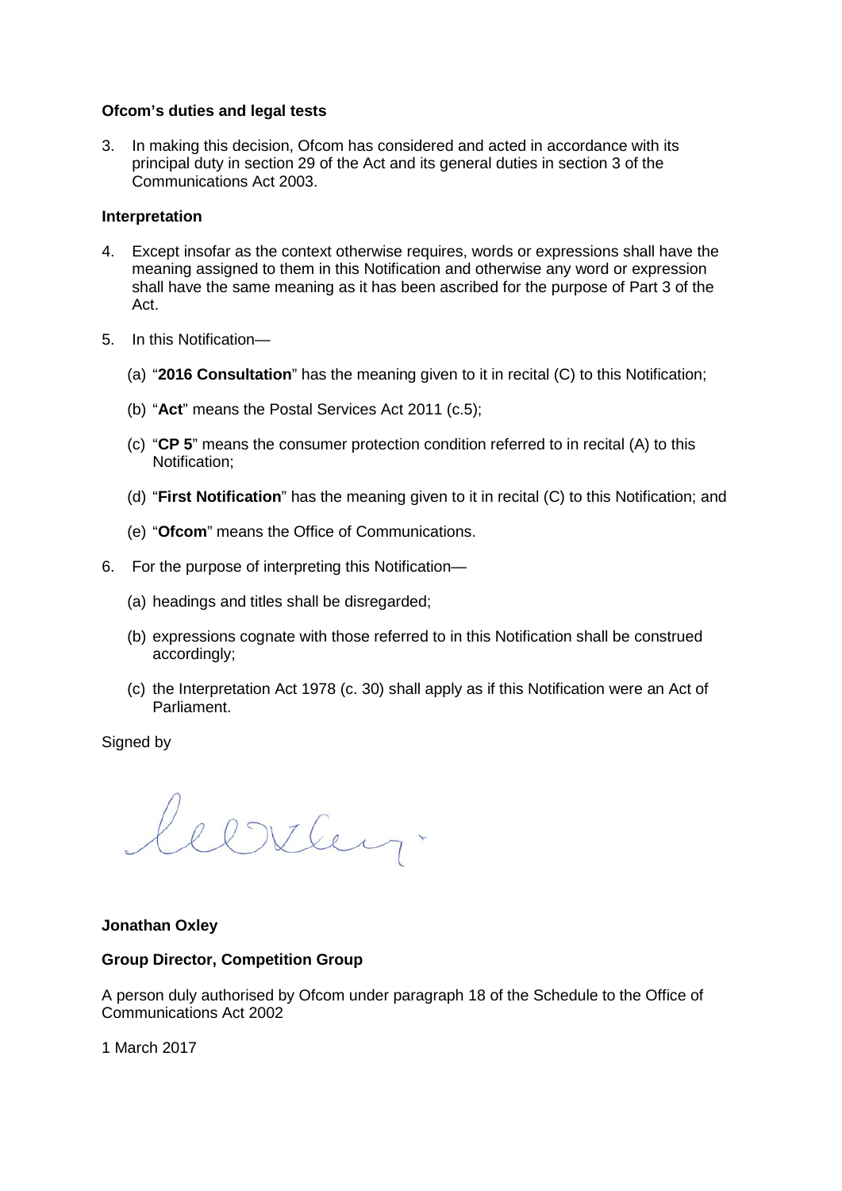**Ofcom's duties and legal tests**

3. In making this decision, Ofcom has considered and acted in accordance with its principal duty in section 29 of the Act and its general duties in section 3 of the Communications Act 2003.

**Interpretation**

4. Except insofar as the context otherwise requires, words or expressions shall have the meaning assigned to them in this Notification and otherwise any word or expression shall have the same meaning as it has been ascribed for the purpose of Part 3 of the Act.

5. In this Notification—

   (a) "**2016 Consultation**" has the meaning given to it in recital (C) to this Notification;

   (b) "**Act**" means the Postal Services Act 2011 (c.5);

   (c) "**CP 5**" means the consumer protection condition referred to in recital (A) to this Notification;

   (d) "**First Notification**" has the meaning given to it in recital (C) to this Notification; and

   (e) "**Ofcom**" means the Office of Communications.

6. For the purpose of interpreting this Notification—

   (a) headings and titles shall be disregarded;

   (b) expressions cognate with those referred to in this Notification shall be construed accordingly;

   (c) the Interpretation Act 1978 (c. 30) shall apply as if this Notification were an Act of Parliament.

Signed by

**Jonathan Oxley**

**Group Director, Competition Group**

A person duly authorised by Ofcom under paragraph 18 of the Schedule to the Office of Communications Act 2002

1 March 2017